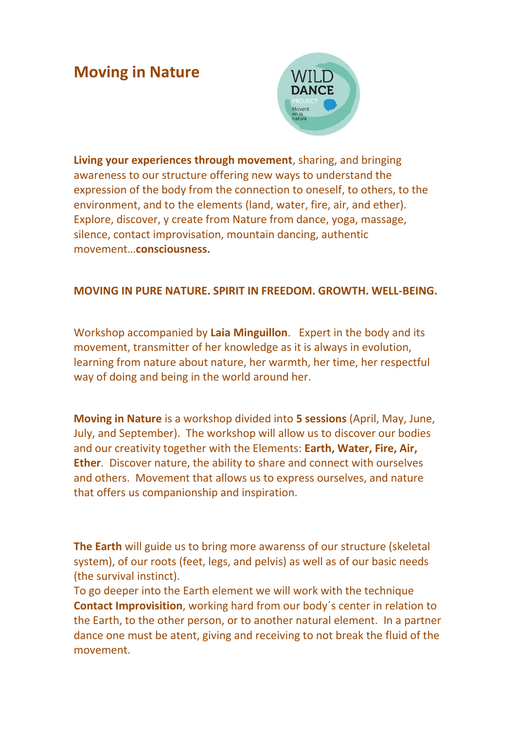# Moving in Nature

**Living your experiences through movement**, sharing, and bringing awareness to our structure offering new ways to understand the expression of the body from the connection to oneself, to others, to the environment, and to the elements (land, water, fire, air, and ether). Explore, discover, y create from Nature from dance, yoga, massage, silence, contact improvisation, mountain dancing, authentic movement…**consciousness.**

**MOVING IN PURE NATURE. SPIRIT IN FREEDOM. GROWTH. WELL-BEING.**

Workshop accompanied by **Laia Minguillon**. Expert in the body and its movement, transmitter of her knowledge as it is always in evolution, learning from nature about nature, her warmth, her time, her respectful way of doing and being in the world around her.

**Moving in Nature** is a workshop divided into **5 sessions** (April, May, June, July, and September). The workshop will allow us to discover our bodies and our creativity together with the Elements: **Earth, Water, Fire, Air, Ether**. Discover nature, the ability to share and connect with ourselves and others. Movement that allows us to express ourselves, and nature that offers us companionship and inspiration.

**The Earth** will guide us to bring more awarenss of our structure (skeletal system), of our roots (feet, legs, and pelvis) as well as of our basic needs (the survival instinct).
To go deeper into the Earth element we will work with the technique **Contact Improvisition**, working hard from our body´s center in relation to the Earth, to the other person, or to another natural element. In a partner dance one must be atent, giving and receiving to not break the fluid of the movement.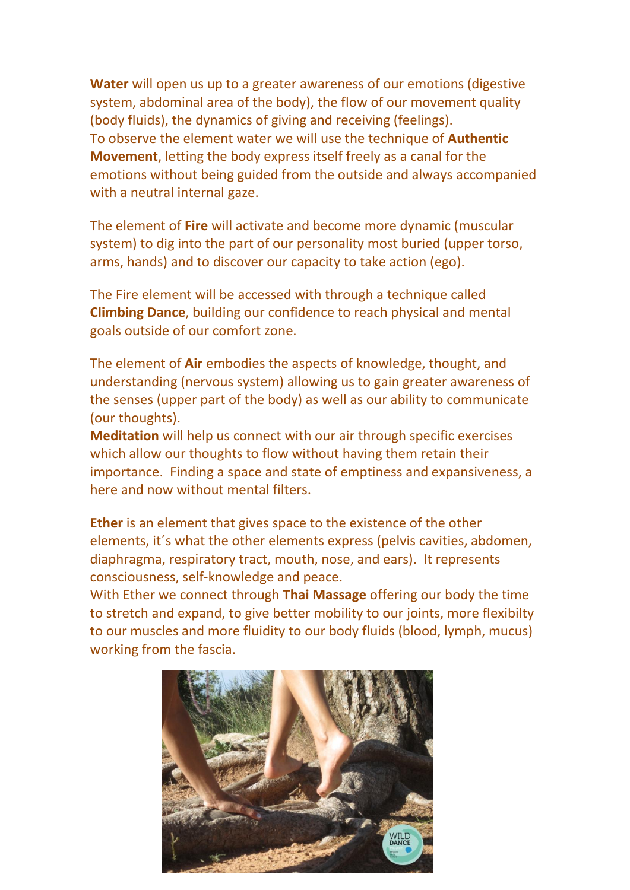**Water** will open us up to a greater awareness of our emotions (digestive system, abdominal area of the body), the flow of our movement quality (body fluids), the dynamics of giving and receiving (feelings).
To observe the element water we will use the technique of **Authentic Movement**, letting the body express itself freely as a canal for the emotions without being guided from the outside and always accompanied with a neutral internal gaze.

The element of **Fire** will activate and become more dynamic (muscular system) to dig into the part of our personality most buried (upper torso, arms, hands) and to discover our capacity to take action (ego).

The Fire element will be accessed with through a technique called **Climbing Dance**, building our confidence to reach physical and mental goals outside of our comfort zone.

The element of **Air** embodies the aspects of knowledge, thought, and understanding (nervous system) allowing us to gain greater awareness of the senses (upper part of the body) as well as our ability to communicate (our thoughts).
**Meditation** will help us connect with our air through specific exercises which allow our thoughts to flow without having them retain their importance. Finding a space and state of emptiness and expansiveness, a here and now without mental filters.

**Ether** is an element that gives space to the existence of the other elements, it´s what the other elements express (pelvis cavities, abdomen, diaphragma, respiratory tract, mouth, nose, and ears). It represents consciousness, self-knowledge and peace.
With Ether we connect through **Thai Massage** offering our body the time to stretch and expand, to give better mobility to our joints, more flexibilty to our muscles and more fluidity to our body fluids (blood, lymph, mucus) working from the fascia.